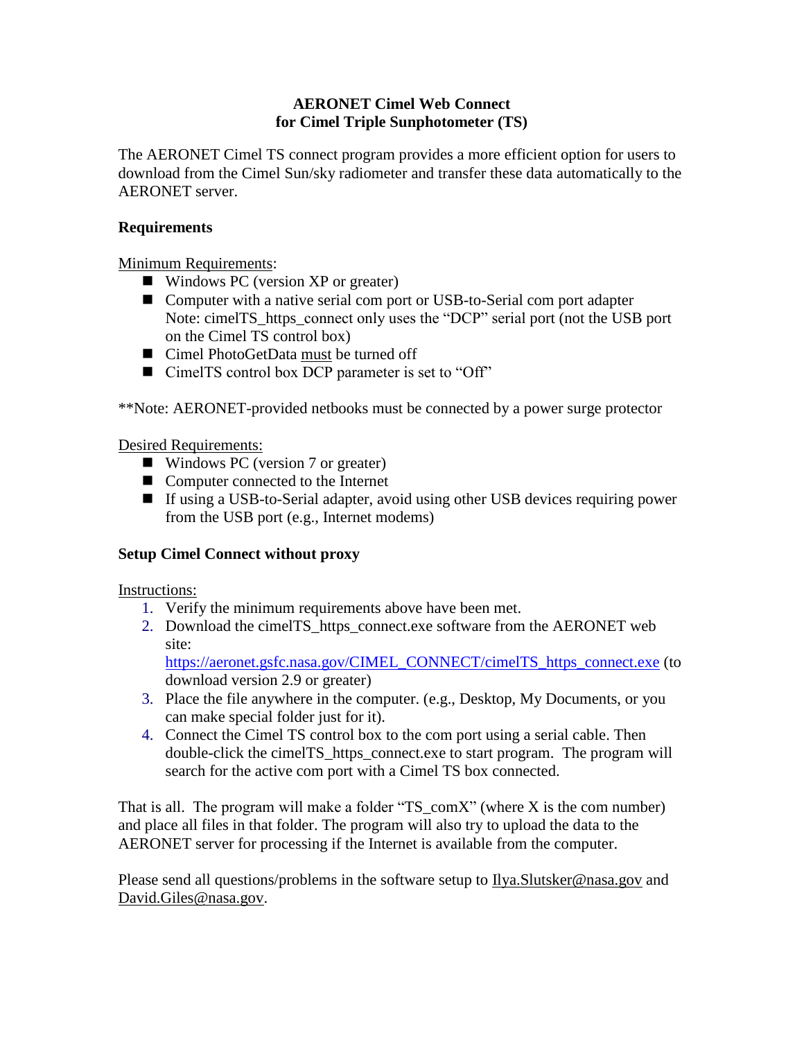**AERONET Cimel Web Connect**
**for Cimel Triple Sunphotometer (TS)**

The AERONET Cimel TS connect program provides a more efficient option for users to download from the Cimel Sun/sky radiometer and transfer these data automatically to the AERONET server.

**Requirements**

Minimum Requirements:

- Windows PC (version XP or greater)
- Computer with a native serial com port or USB-to-Serial com port adapter
  Note: cimelTS_https_connect only uses the "DCP" serial port (not the USB port on the Cimel TS control box)
- Cimel PhotoGetData must be turned off
- CimelTS control box DCP parameter is set to "Off"

**Note: AERONET-provided netbooks must be connected by a power surge protector

Desired Requirements:

- Windows PC (version 7 or greater)
- Computer connected to the Internet
- If using a USB-to-Serial adapter, avoid using other USB devices requiring power from the USB port (e.g., Internet modems)

**Setup Cimel Connect without proxy**

Instructions:

1. Verify the minimum requirements above have been met.
2. Download the cimelTS_https_connect.exe software from the AERONET web site:
   https://aeronet.gsfc.nasa.gov/CIMEL_CONNECT/cimelTS_https_connect.exe (to download version 2.9 or greater)
3. Place the file anywhere in the computer. (e.g., Desktop, My Documents, or you can make special folder just for it).
4. Connect the Cimel TS control box to the com port using a serial cable. Then double-click the cimelTS_https_connect.exe to start program. The program will search for the active com port with a Cimel TS box connected.

That is all. The program will make a folder "TS_comX" (where X is the com number) and place all files in that folder. The program will also try to upload the data to the AERONET server for processing if the Internet is available from the computer.

Please send all questions/problems in the software setup to Ilya.Slutsker@nasa.gov and David.Giles@nasa.gov.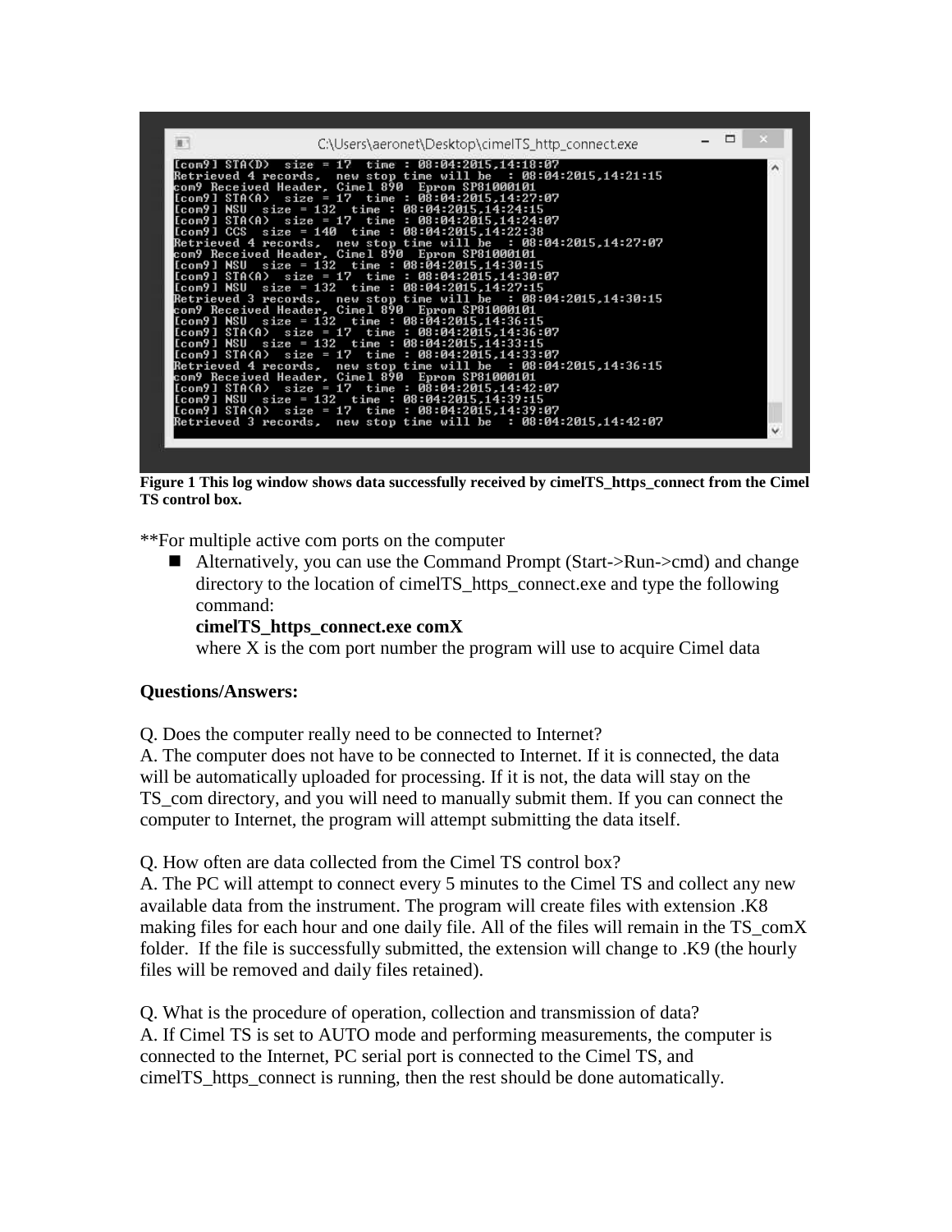```
C:\Users\aeronet\Desktop\cimelTS_http_connect.exe
[com9] STA(D)  size = 17  time : 08:04:2015,14:18:07
Retrieved 4 records,  new stop time will be  : 08:04:2015,14:21:15
com9 Received Header, Cimel 890  Eprom SP81000101
[com9] STA(A)  size = 17  time : 08:04:2015,14:27:07
[com9] NSU  size = 132  time : 08:04:2015,14:24:15
[com9] STA(A)  size = 17  time : 08:04:2015,14:24:07
[com9] CCS  size = 140  time : 08:04:2015,14:22:38
Retrieved 4 records,  new stop time will be  : 08:04:2015,14:27:07
com9 Received Header, Cimel 890  Eprom SP81000101
[com9] NSU  size = 132  time : 08:04:2015,14:30:15
[com9] STA(A)  size = 17  time : 08:04:2015,14:30:07
[com9] NSU  size = 132  time : 08:04:2015,14:27:15
Retrieved 3 records,  new stop time will be  : 08:04:2015,14:30:15
com9 Received Header, Cimel 890  Eprom SP81000101
[com9] NSU  size = 132  time : 08:04:2015,14:36:15
[com9] STA(A)  size = 17  time : 08:04:2015,14:36:07
[com9] NSU  size = 132  time : 08:04:2015,14:33:15
[com9] STA(A)  size = 17  time : 08:04:2015,14:33:07
Retrieved 4 records,  new stop time will be  : 08:04:2015,14:36:15
com9 Received Header, Cimel 890  Eprom SP81000101
[com9] STA(A)  size = 17  time : 08:04:2015,14:42:07
[com9] NSU  size = 132  time : 08:04:2015,14:39:15
[com9] STA(A)  size = 17  time : 08:04:2015,14:39:07
Retrieved 3 records,  new stop time will be  : 08:04:2015,14:42:07
```

**Figure 1 This log window shows data successfully received by cimelTS_https_connect from the Cimel TS control box.**

**For multiple active com ports on the computer

- Alternatively, you can use the Command Prompt (Start->Run->cmd) and change directory to the location of cimelTS_https_connect.exe and type the following command:
  **cimelTS_https_connect.exe comX**
  where X is the com port number the program will use to acquire Cimel data

**Questions/Answers:**

Q. Does the computer really need to be connected to Internet?
A. The computer does not have to be connected to Internet. If it is connected, the data will be automatically uploaded for processing. If it is not, the data will stay on the TS_com directory, and you will need to manually submit them. If you can connect the computer to Internet, the program will attempt submitting the data itself.

Q. How often are data collected from the Cimel TS control box?
A. The PC will attempt to connect every 5 minutes to the Cimel TS and collect any new available data from the instrument. The program will create files with extension .K8 making files for each hour and one daily file. All of the files will remain in the TS_comX folder. If the file is successfully submitted, the extension will change to .K9 (the hourly files will be removed and daily files retained).

Q. What is the procedure of operation, collection and transmission of data?
A. If Cimel TS is set to AUTO mode and performing measurements, the computer is connected to the Internet, PC serial port is connected to the Cimel TS, and cimelTS_https_connect is running, then the rest should be done automatically.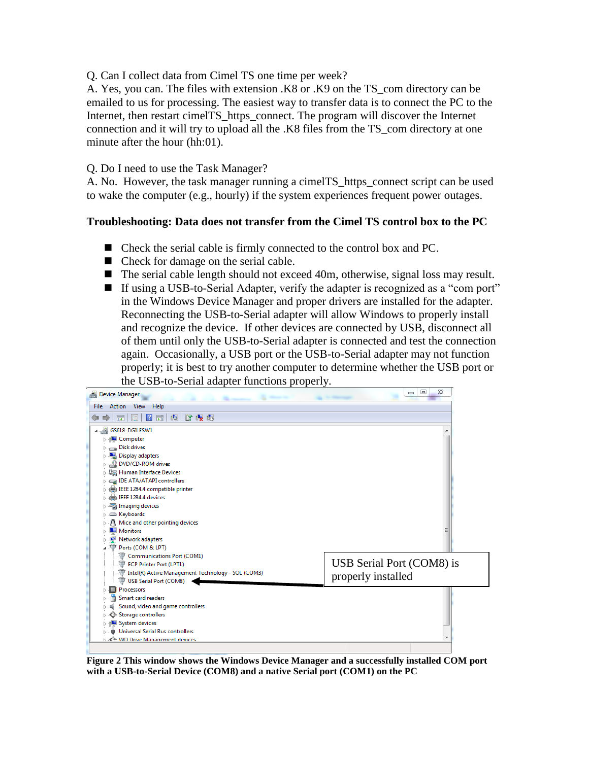Q. Can I collect data from Cimel TS one time per week?
A. Yes, you can. The files with extension .K8 or .K9 on the TS_com directory can be emailed to us for processing. The easiest way to transfer data is to connect the PC to the Internet, then restart cimelTS_https_connect. The program will discover the Internet connection and it will try to upload all the .K8 files from the TS_com directory at one minute after the hour (hh:01).

Q. Do I need to use the Task Manager?
A. No. However, the task manager running a cimelTS_https_connect script can be used to wake the computer (e.g., hourly) if the system experiences frequent power outages.

**Troubleshooting: Data does not transfer from the Cimel TS control box to the PC**

- Check the serial cable is firmly connected to the control box and PC.
- Check for damage on the serial cable.
- The serial cable length should not exceed 40m, otherwise, signal loss may result.
- If using a USB-to-Serial Adapter, verify the adapter is recognized as a "com port" in the Windows Device Manager and proper drivers are installed for the adapter. Reconnecting the USB-to-Serial adapter will allow Windows to properly install and recognize the device. If other devices are connected by USB, disconnect all of them until only the USB-to-Serial adapter is connected and test the connection again. Occasionally, a USB port or the USB-to-Serial adapter may not function properly; it is best to try another computer to determine whether the USB port or the USB-to-Serial adapter functions properly.

Device Manager

File Action View Help

GS618-DGILESW1
Computer
Disk drives
Display adapters
DVD/CD-ROM drives
Human Interface Devices
IDE ATA/ATAPI controllers
IEEE 1284.4 compatible printer
IEEE 1284.4 devices
Imaging devices
Keyboards
Mice and other pointing devices
Monitors
Network adapters
Ports (COM & LPT)
Communications Port (COM1)
ECP Printer Port (LPT1)
Intel(R) Active Management Technology - SOL (COM3)
USB Serial Port (COM8)
Processors
Smart card readers
Sound, video and game controllers
Storage controllers
System devices
Universal Serial Bus controllers
WD Drive Management devices

USB Serial Port (COM8) is properly installed

**Figure 2 This window shows the Windows Device Manager and a successfully installed COM port with a USB-to-Serial Device (COM8) and a native Serial port (COM1) on the PC**